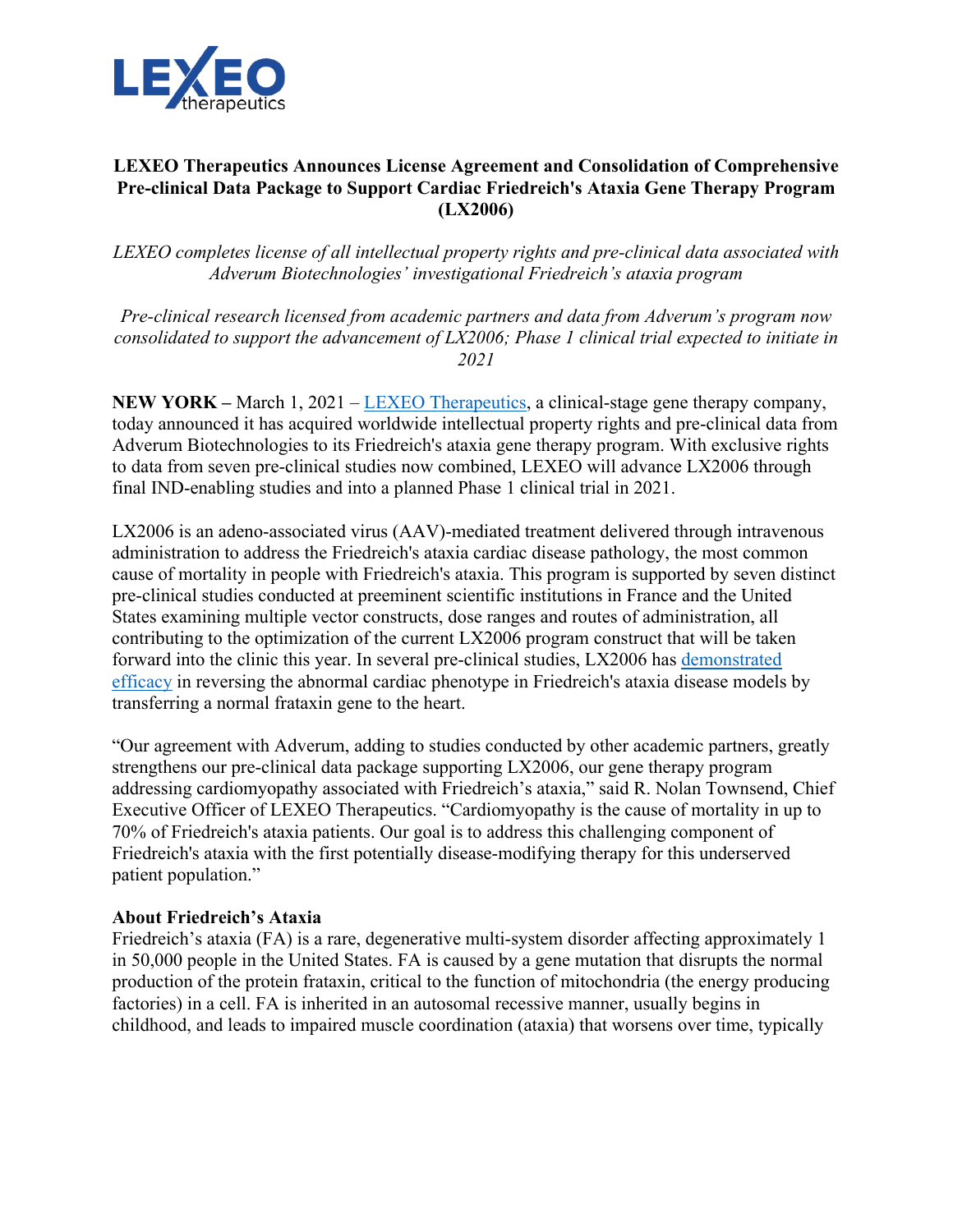LEXEO therapeutics

# LEXEO Therapeutics Announces License Agreement and Consolidation of Comprehensive Pre-clinical Data Package to Support Cardiac Friedreich's Ataxia Gene Therapy Program (LX2006)

*LEXEO completes license of all intellectual property rights and pre-clinical data associated with Adverum Biotechnologies' investigational Friedreich's ataxia program*

*Pre-clinical research licensed from academic partners and data from Adverum's program now consolidated to support the advancement of LX2006; Phase 1 clinical trial expected to initiate in 2021*

**NEW YORK –** March 1, 2021 – LEXEO Therapeutics, a clinical-stage gene therapy company, today announced it has acquired worldwide intellectual property rights and pre-clinical data from Adverum Biotechnologies to its Friedreich's ataxia gene therapy program. With exclusive rights to data from seven pre-clinical studies now combined, LEXEO will advance LX2006 through final IND-enabling studies and into a planned Phase 1 clinical trial in 2021.

LX2006 is an adeno-associated virus (AAV)-mediated treatment delivered through intravenous administration to address the Friedreich's ataxia cardiac disease pathology, the most common cause of mortality in people with Friedreich's ataxia. This program is supported by seven distinct pre-clinical studies conducted at preeminent scientific institutions in France and the United States examining multiple vector constructs, dose ranges and routes of administration, all contributing to the optimization of the current LX2006 program construct that will be taken forward into the clinic this year. In several pre-clinical studies, LX2006 has demonstrated efficacy in reversing the abnormal cardiac phenotype in Friedreich's ataxia disease models by transferring a normal frataxin gene to the heart.

"Our agreement with Adverum, adding to studies conducted by other academic partners, greatly strengthens our pre-clinical data package supporting LX2006, our gene therapy program addressing cardiomyopathy associated with Friedreich's ataxia," said R. Nolan Townsend, Chief Executive Officer of LEXEO Therapeutics. "Cardiomyopathy is the cause of mortality in up to 70% of Friedreich's ataxia patients. Our goal is to address this challenging component of Friedreich's ataxia with the first potentially disease-modifying therapy for this underserved patient population."

**About Friedreich's Ataxia**

Friedreich's ataxia (FA) is a rare, degenerative multi-system disorder affecting approximately 1 in 50,000 people in the United States. FA is caused by a gene mutation that disrupts the normal production of the protein frataxin, critical to the function of mitochondria (the energy producing factories) in a cell. FA is inherited in an autosomal recessive manner, usually begins in childhood, and leads to impaired muscle coordination (ataxia) that worsens over time, typically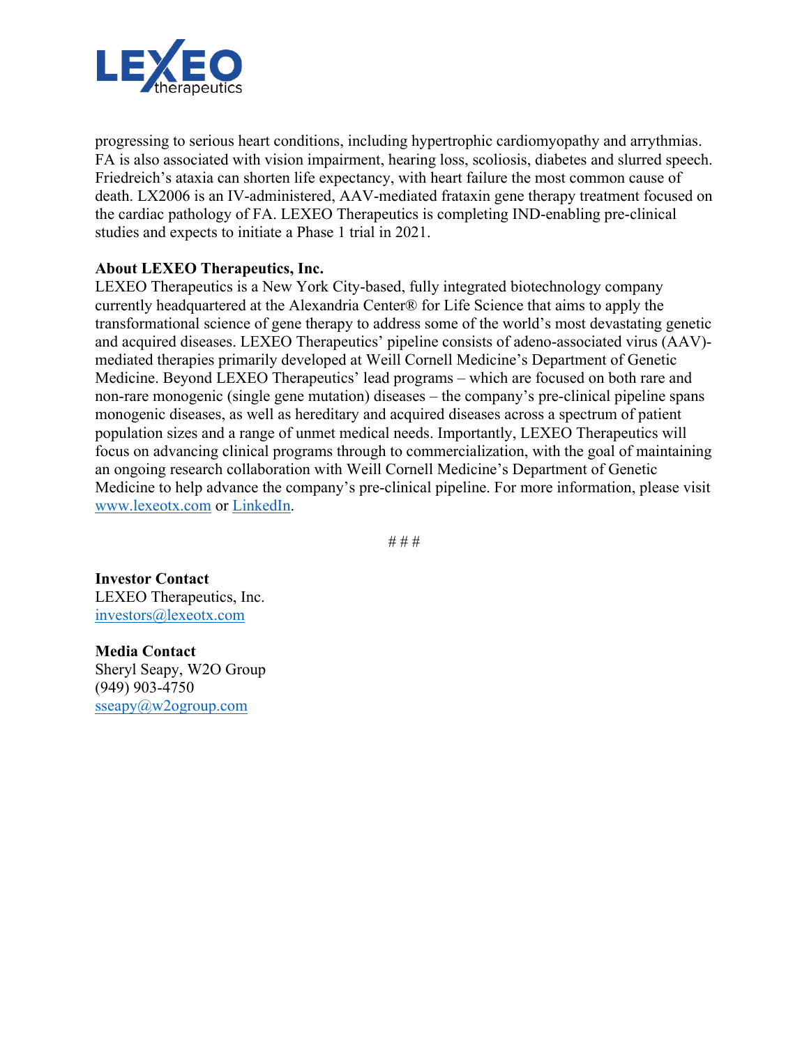progressing to serious heart conditions, including hypertrophic cardiomyopathy and arrythmias. FA is also associated with vision impairment, hearing loss, scoliosis, diabetes and slurred speech. Friedreich's ataxia can shorten life expectancy, with heart failure the most common cause of death. LX2006 is an IV-administered, AAV-mediated frataxin gene therapy treatment focused on the cardiac pathology of FA. LEXEO Therapeutics is completing IND-enabling pre-clinical studies and expects to initiate a Phase 1 trial in 2021.

**About LEXEO Therapeutics, Inc.**
LEXEO Therapeutics is a New York City-based, fully integrated biotechnology company currently headquartered at the Alexandria Center® for Life Science that aims to apply the transformational science of gene therapy to address some of the world's most devastating genetic and acquired diseases. LEXEO Therapeutics' pipeline consists of adeno-associated virus (AAV)-mediated therapies primarily developed at Weill Cornell Medicine's Department of Genetic Medicine. Beyond LEXEO Therapeutics' lead programs – which are focused on both rare and non-rare monogenic (single gene mutation) diseases – the company's pre-clinical pipeline spans monogenic diseases, as well as hereditary and acquired diseases across a spectrum of patient population sizes and a range of unmet medical needs. Importantly, LEXEO Therapeutics will focus on advancing clinical programs through to commercialization, with the goal of maintaining an ongoing research collaboration with Weill Cornell Medicine's Department of Genetic Medicine to help advance the company's pre-clinical pipeline. For more information, please visit www.lexeotx.com or LinkedIn.

# # #

**Investor Contact**
LEXEO Therapeutics, Inc.
investors@lexeotx.com

**Media Contact**
Sheryl Seapy, W2O Group
(949) 903-4750
sseapy@w2ogroup.com